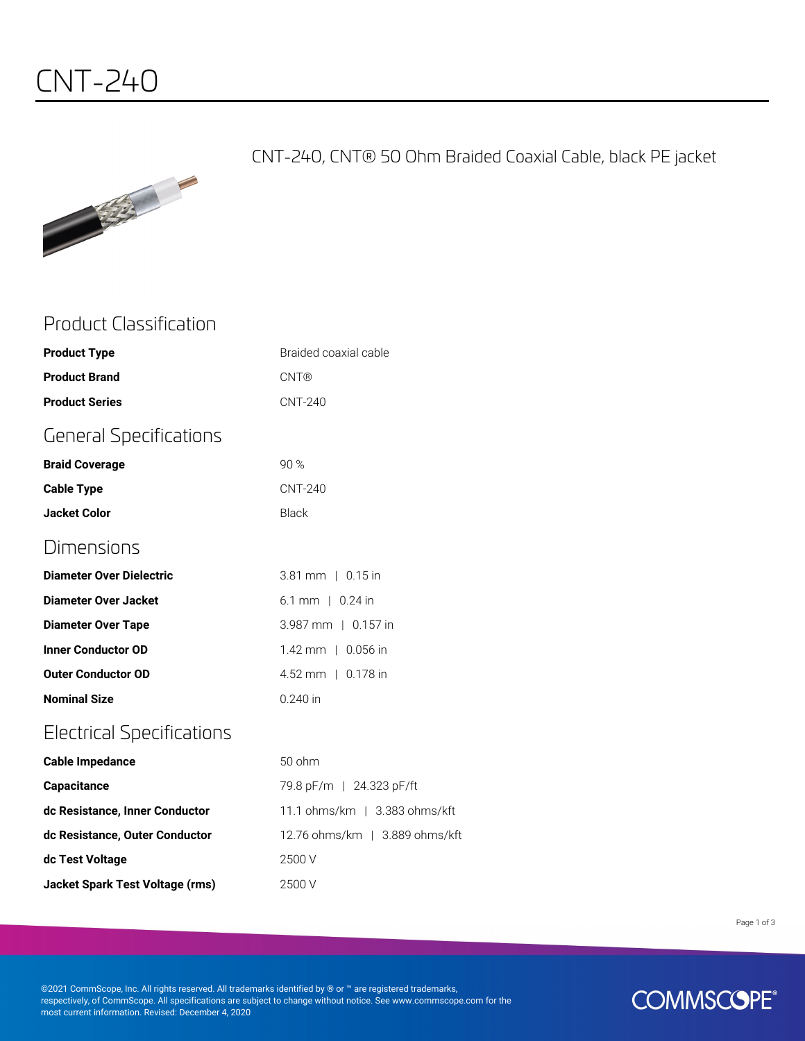# CNT-240

CNT-240, CNT® 50 Ohm Braided Coaxial Cable, black PE jacket

## Product Classification

| | |
|---|---|
| **Product Type** | Braided coaxial cable |
| **Product Brand** | CNT® |
| **Product Series** | CNT-240 |

## General Specifications

| | |
|---|---|
| **Braid Coverage** | 90 % |
| **Cable Type** | CNT-240 |
| **Jacket Color** | Black |

## Dimensions

| | |
|---|---|
| **Diameter Over Dielectric** | 3.81 mm \| 0.15 in |
| **Diameter Over Jacket** | 6.1 mm \| 0.24 in |
| **Diameter Over Tape** | 3.987 mm \| 0.157 in |
| **Inner Conductor OD** | 1.42 mm \| 0.056 in |
| **Outer Conductor OD** | 4.52 mm \| 0.178 in |
| **Nominal Size** | 0.240 in |

## Electrical Specifications

| | |
|---|---|
| **Cable Impedance** | 50 ohm |
| **Capacitance** | 79.8 pF/m \| 24.323 pF/ft |
| **dc Resistance, Inner Conductor** | 11.1 ohms/km \| 3.383 ohms/kft |
| **dc Resistance, Outer Conductor** | 12.76 ohms/km \| 3.889 ohms/kft |
| **dc Test Voltage** | 2500 V |
| **Jacket Spark Test Voltage (rms)** | 2500 V |

©2021 CommScope, Inc. All rights reserved. All trademarks identified by ® or ™ are registered trademarks, respectively, of CommScope. All specifications are subject to change without notice. See www.commscope.com for the most current information. Revised: December 4, 2020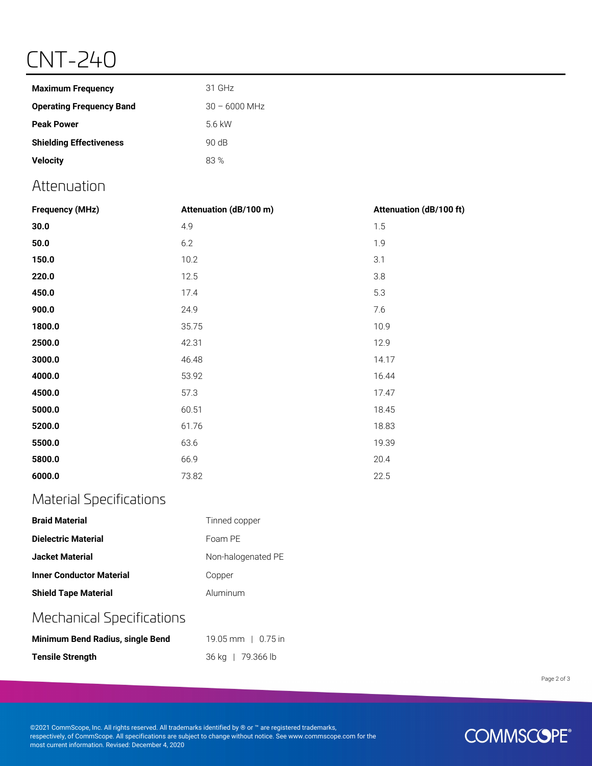# CNT-240

| | |
|---|---|
| **Maximum Frequency** | 31 GHz |
| **Operating Frequency Band** | 30 – 6000 MHz |
| **Peak Power** | 5.6 kW |
| **Shielding Effectiveness** | 90 dB |
| **Velocity** | 83 % |

## Attenuation

| Frequency (MHz) | Attenuation (dB/100 m) | Attenuation (dB/100 ft) |
|---|---|---|
| **30.0** | 4.9 | 1.5 |
| **50.0** | 6.2 | 1.9 |
| **150.0** | 10.2 | 3.1 |
| **220.0** | 12.5 | 3.8 |
| **450.0** | 17.4 | 5.3 |
| **900.0** | 24.9 | 7.6 |
| **1800.0** | 35.75 | 10.9 |
| **2500.0** | 42.31 | 12.9 |
| **3000.0** | 46.48 | 14.17 |
| **4000.0** | 53.92 | 16.44 |
| **4500.0** | 57.3 | 17.47 |
| **5000.0** | 60.51 | 18.45 |
| **5200.0** | 61.76 | 18.83 |
| **5500.0** | 63.6 | 19.39 |
| **5800.0** | 66.9 | 20.4 |
| **6000.0** | 73.82 | 22.5 |

## Material Specifications

| | |
|---|---|
| **Braid Material** | Tinned copper |
| **Dielectric Material** | Foam PE |
| **Jacket Material** | Non-halogenated PE |
| **Inner Conductor Material** | Copper |
| **Shield Tape Material** | Aluminum |

## Mechanical Specifications

| | |
|---|---|
| **Minimum Bend Radius, single Bend** | 19.05 mm \| 0.75 in |
| **Tensile Strength** | 36 kg \| 79.366 lb |

©2021 CommScope, Inc. All rights reserved. All trademarks identified by ® or ™ are registered trademarks, respectively, of CommScope. All specifications are subject to change without notice. See www.commscope.com for the most current information. Revised: December 4, 2020

COMMSCOPE®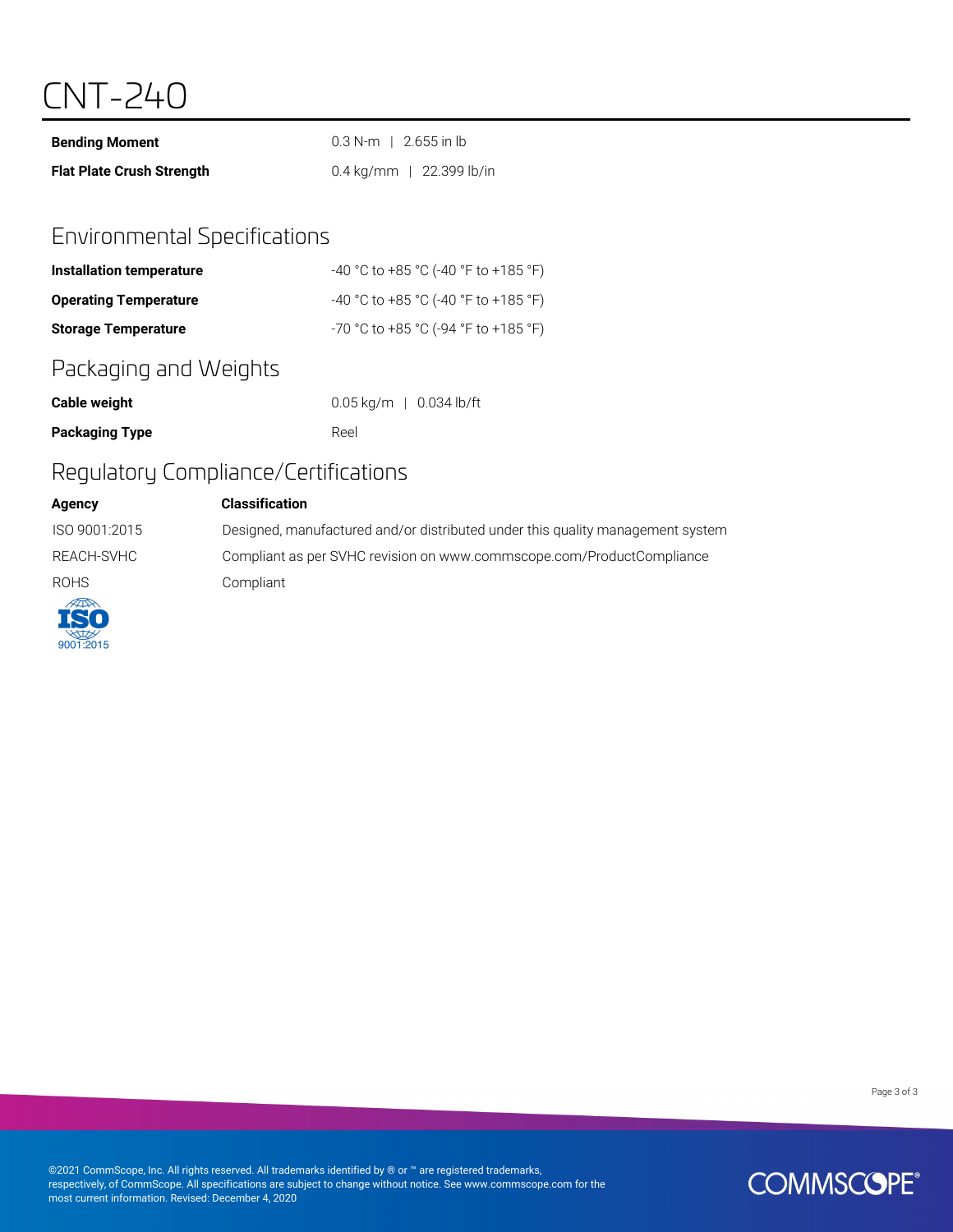# CNT-240

| | |
|---|---|
| **Bending Moment** | 0.3 N-m \| 2.655 in lb |
| **Flat Plate Crush Strength** | 0.4 kg/mm \| 22.399 lb/in |

## Environmental Specifications

| | |
|---|---|
| **Installation temperature** | -40 °C to +85 °C (-40 °F to +185 °F) |
| **Operating Temperature** | -40 °C to +85 °C (-40 °F to +185 °F) |
| **Storage Temperature** | -70 °C to +85 °C (-94 °F to +185 °F) |

## Packaging and Weights

| | |
|---|---|
| **Cable weight** | 0.05 kg/m \| 0.034 lb/ft |
| **Packaging Type** | Reel |

## Regulatory Compliance/Certifications

| **Agency** | **Classification** |
|---|---|
| ISO 9001:2015 | Designed, manufactured and/or distributed under this quality management system |
| REACH-SVHC | Compliant as per SVHC revision on www.commscope.com/ProductCompliance |
| ROHS | Compliant |

©2021 CommScope, Inc. All rights reserved. All trademarks identified by ® or ™ are registered trademarks, respectively, of CommScope. All specifications are subject to change without notice. See www.commscope.com for the most current information. Revised: December 4, 2020